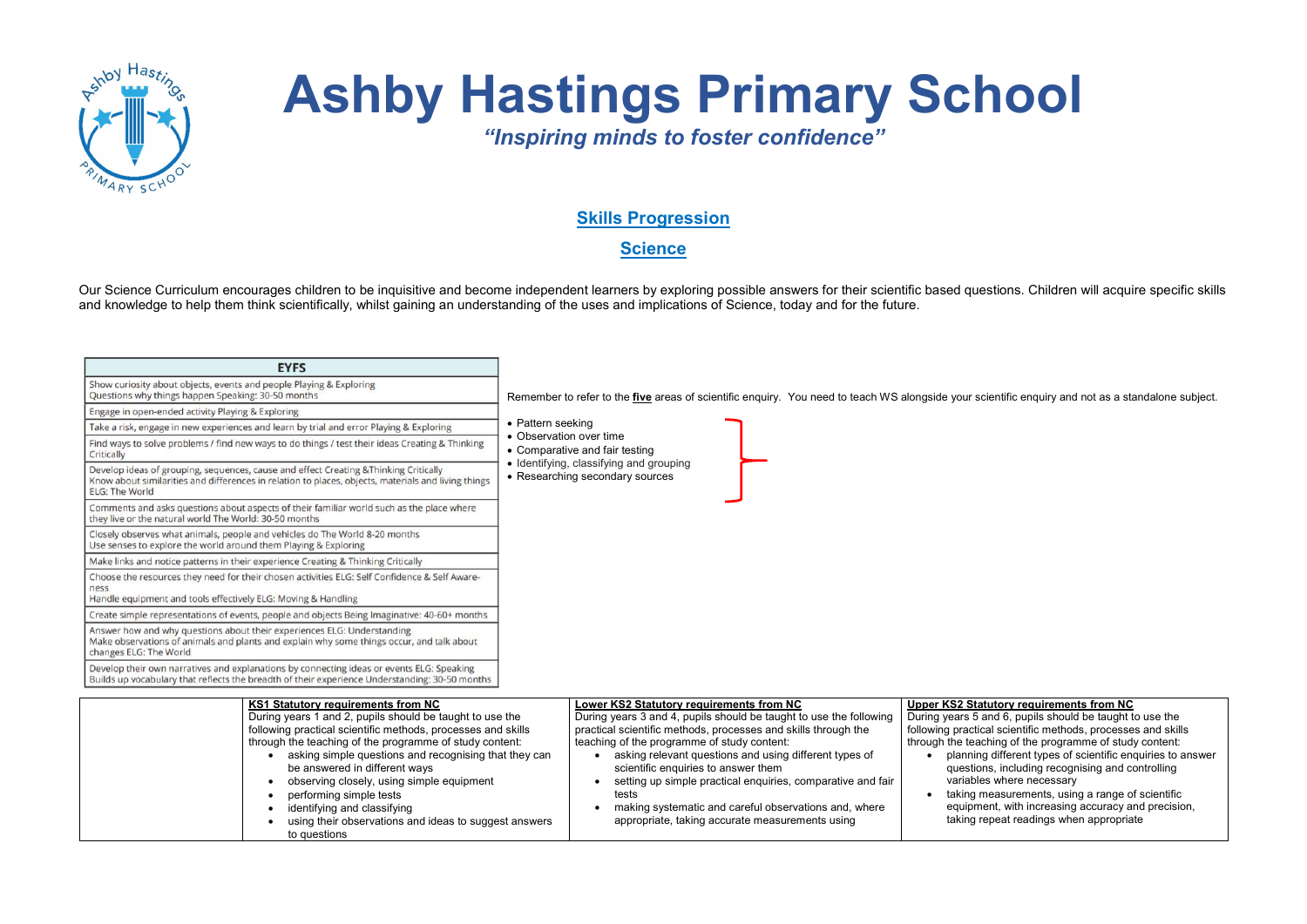# Ashby Hastings Primary School

*"Inspiring minds to foster confidence"*

## Skills Progression

## Science

Our Science Curriculum encourages children to be inquisitive and become independent learners by exploring possible answers for their scientific based questions. Children will acquire specific skills and knowledge to help them think scientifically, whilst gaining an understanding of the uses and implications of Science, today and for the future.

| EYFS |
|---|
| Show curiosity about objects, events and people Playing & Exploring<br>Questions why things happen Speaking: 30-50 months |
| Engage in open-ended activity Playing & Exploring |
| Take a risk, engage in new experiences and learn by trial and error Playing & Exploring |
| Find ways to solve problems / find new ways to do things / test their ideas Creating & Thinking Critically |
| Develop ideas of grouping, sequences, cause and effect Creating &Thinking Critically<br>Know about similarities and differences in relation to places, objects, materials and living things ELG: The World |
| Comments and asks questions about aspects of their familiar world such as the place where they live or the natural world The World: 30-50 months |
| Closely observes what animals, people and vehicles do The World 8-20 months<br>Use senses to explore the world around them Playing & Exploring |
| Make links and notice patterns in their experience Creating & Thinking Critically |
| Choose the resources they need for their chosen activities ELG: Self Confidence & Self Aware-ness<br>Handle equipment and tools effectively ELG: Moving & Handling |
| Create simple representations of events, people and objects Being Imaginative: 40-60+ months |
| Answer how and why questions about their experiences ELG: Understanding<br>Make observations of animals and plants and explain why some things occur, and talk about changes ELG: The World |
| Develop their own narratives and explanations by connecting ideas or events ELG: Speaking<br>Builds up vocabulary that reflects the breadth of their experience Understanding: 30-50 months |

Remember to refer to the **five** areas of scientific enquiry. You need to teach WS alongside your scientific enquiry and not as a standalone subject.

- Pattern seeking
- Observation over time
- Comparative and fair testing
- Identifying, classifying and grouping
- Researching secondary sources

| | **KS1 Statutory requirements from NC** | **Lower KS2 Statutory requirements from NC** | **Upper KS2 Statutory requirements from NC** |
|---|---|---|---|
| | During years 1 and 2, pupils should be taught to use the following practical scientific methods, processes and skills through the teaching of the programme of study content:<br>• asking simple questions and recognising that they can be answered in different ways<br>• observing closely, using simple equipment<br>• performing simple tests<br>• identifying and classifying<br>• using their observations and ideas to suggest answers to questions | During years 3 and 4, pupils should be taught to use the following practical scientific methods, processes and skills through the teaching of the programme of study content:<br>• asking relevant questions and using different types of scientific enquiries to answer them<br>• setting up simple practical enquiries, comparative and fair tests<br>• making systematic and careful observations and, where appropriate, taking accurate measurements using | During years 5 and 6, pupils should be taught to use the following practical scientific methods, processes and skills through the teaching of the programme of study content:<br>• planning different types of scientific enquiries to answer questions, including recognising and controlling variables where necessary<br>• taking measurements, using a range of scientific equipment, with increasing accuracy and precision, taking repeat readings when appropriate |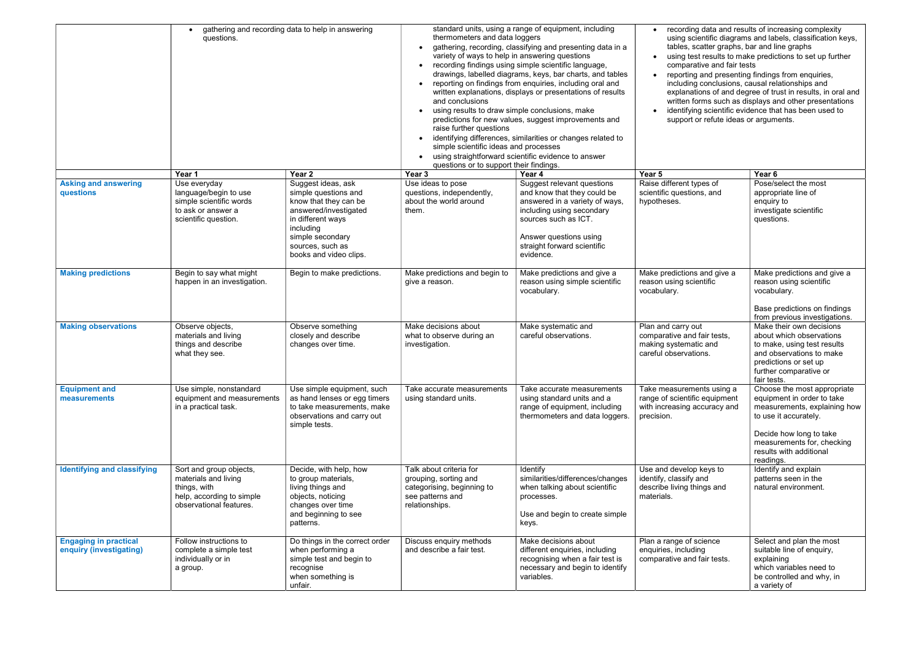| | | | | | | |
|---|---|---|---|---|---|---|
| | • gathering and recording data to help in answering questions. | | standard units, using a range of equipment, including thermometers and data loggers<br>• gathering, recording, classifying and presenting data in a variety of ways to help in answering questions<br>• recording findings using simple scientific language, drawings, labelled diagrams, keys, bar charts, and tables<br>• reporting on findings from enquiries, including oral and written explanations, displays or presentations of results and conclusions<br>• using results to draw simple conclusions, make predictions for new values, suggest improvements and raise further questions<br>• identifying differences, similarities or changes related to simple scientific ideas and processes<br>• using straightforward scientific evidence to answer questions or to support their findings. | | • recording data and results of increasing complexity using scientific diagrams and labels, classification keys, tables, scatter graphs, bar and line graphs<br>• using test results to make predictions to set up further comparative and fair tests<br>• reporting and presenting findings from enquiries, including conclusions, causal relationships and explanations of and degree of trust in results, in oral and written forms such as displays and other presentations<br>• identifying scientific evidence that has been used to support or refute ideas or arguments. | |
| | **Year 1** | **Year 2** | **Year 3** | **Year 4** | **Year 5** | **Year 6** |
| **Asking and answering questions** | Use everyday language/begin to use simple scientific words to ask or answer a scientific question. | Suggest ideas, ask simple questions and know that they can be answered/investigated in different ways including simple secondary sources, such as books and video clips. | Use ideas to pose questions, independently, about the world around them. | Suggest relevant questions and know that they could be answered in a variety of ways, including using secondary sources such as ICT.<br><br>Answer questions using straight forward scientific evidence. | Raise different types of scientific questions, and hypotheses. | Pose/select the most appropriate line of enquiry to investigate scientific questions. |
| **Making predictions** | Begin to say what might happen in an investigation. | Begin to make predictions. | Make predictions and begin to give a reason. | Make predictions and give a reason using simple scientific vocabulary. | Make predictions and give a reason using scientific vocabulary. | Make predictions and give a reason using scientific vocabulary.<br><br>Base predictions on findings from previous investigations. |
| **Making observations** | Observe objects, materials and living things and describe what they see. | Observe something closely and describe changes over time. | Make decisions about what to observe during an investigation. | Make systematic and careful observations. | Plan and carry out comparative and fair tests, making systematic and careful observations. | Make their own decisions about which observations to make, using test results and observations to make predictions or set up further comparative or fair tests. |
| **Equipment and measurements** | Use simple, nonstandard equipment and measurements in a practical task. | Use simple equipment, such as hand lenses or egg timers to take measurements, make observations and carry out simple tests. | Take accurate measurements using standard units. | Take accurate measurements using standard units and a range of equipment, including thermometers and data loggers. | Take measurements using a range of scientific equipment with increasing accuracy and precision. | Choose the most appropriate equipment in order to take measurements, explaining how to use it accurately.<br><br>Decide how long to take measurements for, checking results with additional readings. |
| **Identifying and classifying** | Sort and group objects, materials and living things, with help, according to simple observational features. | Decide, with help, how to group materials, living things and objects, noticing changes over time and beginning to see patterns. | Talk about criteria for grouping, sorting and categorising, beginning to see patterns and relationships. | Identify similarities/differences/changes when talking about scientific processes.<br><br>Use and begin to create simple keys. | Use and develop keys to identify, classify and describe living things and materials. | Identify and explain patterns seen in the natural environment. |
| **Engaging in practical enquiry (investigating)** | Follow instructions to complete a simple test individually or in a group. | Do things in the correct order when performing a simple test and begin to recognise when something is unfair. | Discuss enquiry methods and describe a fair test. | Make decisions about different enquiries, including recognising when a fair test is necessary and begin to identify variables. | Plan a range of science enquiries, including comparative and fair tests. | Select and plan the most suitable line of enquiry, explaining which variables need to be controlled and why, in a variety of |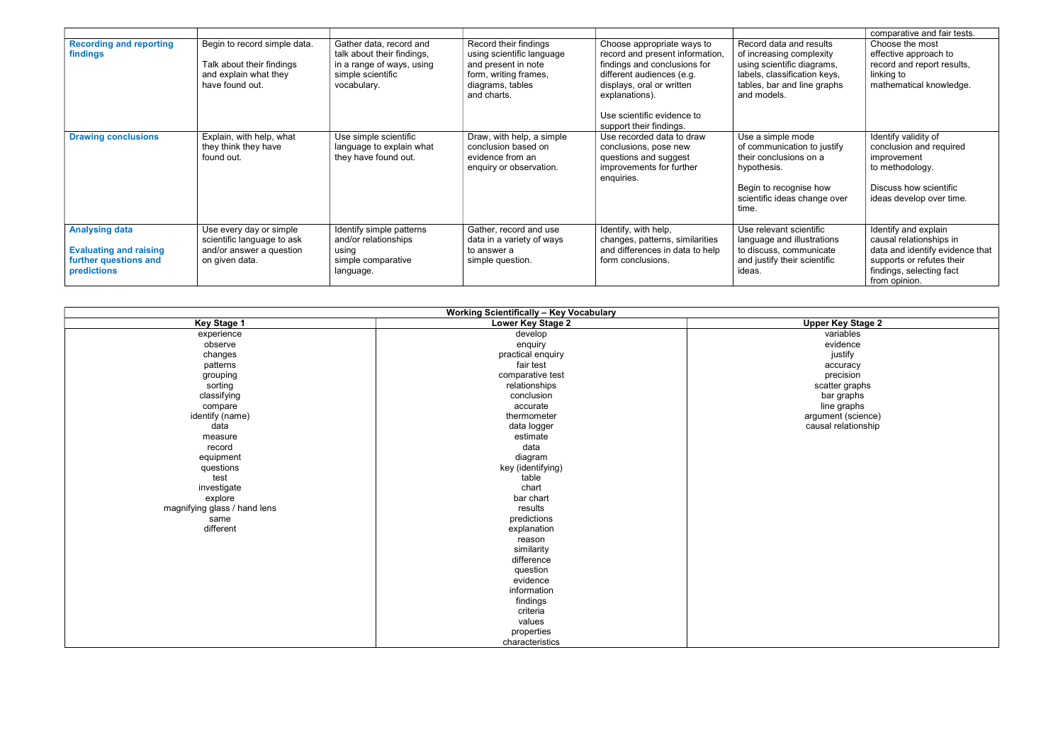| | | | | | | |
|---|---|---|---|---|---|---|
| | | | | | | comparative and fair tests. |
| **Recording and reporting findings** | Begin to record simple data.<br><br>Talk about their findings and explain what they have found out. | Gather data, record and talk about their findings, in a range of ways, using simple scientific vocabulary. | Record their findings using scientific language and present in note form, writing frames, diagrams, tables and charts. | Choose appropriate ways to record and present information, findings and conclusions for different audiences (e.g. displays, oral or written explanations).<br><br>Use scientific evidence to support their findings. | Record data and results of increasing complexity using scientific diagrams, labels, classification keys, tables, bar and line graphs and models. | Choose the most effective approach to record and report results, linking to mathematical knowledge. |
| **Drawing conclusions** | Explain, with help, what they think they have found out. | Use simple scientific language to explain what they have found out. | Draw, with help, a simple conclusion based on evidence from an enquiry or observation. | Use recorded data to draw conclusions, pose new questions and suggest improvements for further enquiries. | Use a simple mode of communication to justify their conclusions on a hypothesis.<br><br>Begin to recognise how scientific ideas change over time. | Identify validity of conclusion and required improvement to methodology.<br><br>Discuss how scientific ideas develop over time. |
| **Analysing data**<br><br>**Evaluating and raising further questions and predictions** | Use every day or simple scientific language to ask and/or answer a question on given data. | Identify simple patterns and/or relationships using simple comparative language. | Gather, record and use data in a variety of ways to answer a simple question. | Identify, with help, changes, patterns, similarities and differences in data to help form conclusions. | Use relevant scientific language and illustrations to discuss, communicate and justify their scientific ideas. | Identify and explain causal relationships in data and identify evidence that supports or refutes their findings, selecting fact from opinion. |

**Working Scientifically – Key Vocabulary**

| Key Stage 1 | Lower Key Stage 2 | Upper Key Stage 2 |
|---|---|---|
| experience | develop | variables |
| observe | enquiry | evidence |
| changes | practical enquiry | justify |
| patterns | fair test | accuracy |
| grouping | comparative test | precision |
| sorting | relationships | scatter graphs |
| classifying | conclusion | bar graphs |
| compare | accurate | line graphs |
| identify (name) | thermometer | argument (science) |
| data | data logger | causal relationship |
| measure | estimate | |
| record | data | |
| equipment | diagram | |
| questions | key (identifying) | |
| test | table | |
| investigate | chart | |
| explore | bar chart | |
| magnifying glass / hand lens | results | |
| same | predictions | |
| different | explanation | |
| | reason | |
| | similarity | |
| | difference | |
| | question | |
| | evidence | |
| | information | |
| | findings | |
| | criteria | |
| | values | |
| | properties | |
| | characteristics | |